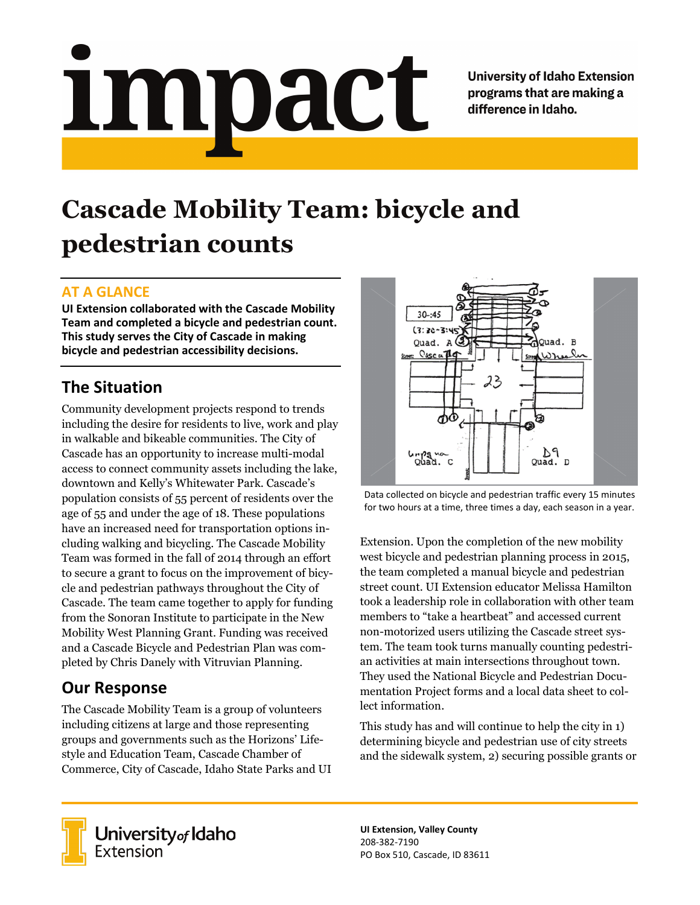# impact

**University of Idaho Extension programs that are making a difference in Idaho.**

# Cascade Mobility Team: bicycle and pedestrian counts

## AT A GLANCE

**UI Extension collaborated with the Cascade Mobility Team and completed a bicycle and pedestrian count. This study serves the City of Cascade in making bicycle and pedestrian accessibility decisions.**

## The Situation

Community development projects respond to trends including the desire for residents to live, work and play in walkable and bikeable communities. The City of Cascade has an opportunity to increase multi-modal access to connect community assets including the lake, downtown and Kelly's Whitewater Park. Cascade's population consists of 55 percent of residents over the age of 55 and under the age of 18. These populations have an increased need for transportation options including walking and bicycling. The Cascade Mobility Team was formed in the fall of 2014 through an effort to secure a grant to focus on the improvement of bicycle and pedestrian pathways throughout the City of Cascade. The team came together to apply for funding from the Sonoran Institute to participate in the New Mobility West Planning Grant. Funding was received and a Cascade Bicycle and Pedestrian Plan was completed by Chris Danely with Vitruvian Planning.

## Our Response

The Cascade Mobility Team is a group of volunteers including citizens at large and those representing groups and governments such as the Horizons' Lifestyle and Education Team, Cascade Chamber of Commerce, City of Cascade, Idaho State Parks and UI Extension. Upon the completion of the new mobility west bicycle and pedestrian planning process in 2015, the team completed a manual bicycle and pedestrian street count. UI Extension educator Melissa Hamilton took a leadership role in collaboration with other team members to "take a heartbeat" and accessed current non-motorized users utilizing the Cascade street system. The team took turns manually counting pedestrian activities at main intersections throughout town. They used the National Bicycle and Pedestrian Documentation Project forms and a local data sheet to collect information.

Data collected on bicycle and pedestrian traffic every 15 minutes for two hours at a time, three times a day, each season in a year.

This study has and will continue to help the city in 1) determining bicycle and pedestrian use of city streets and the sidewalk system, 2) securing possible grants or

University of Idaho Extension

**UI Extension, Valley County**
208-382-7190
PO Box 510, Cascade, ID 83611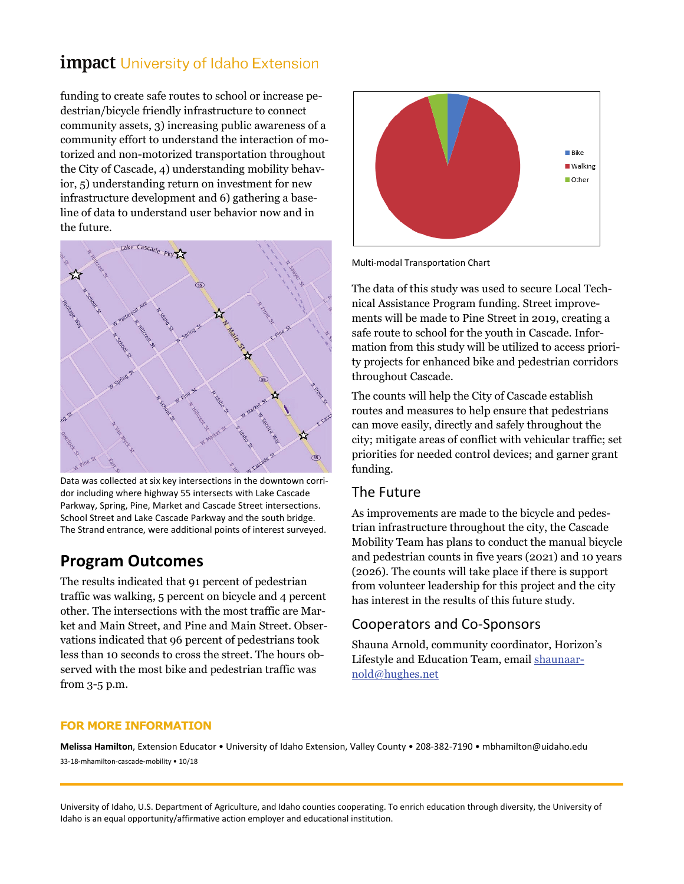funding to create safe routes to school or increase pedestrian/bicycle friendly infrastructure to connect community assets, 3) increasing public awareness of a community effort to understand the interaction of motorized and non-motorized transportation throughout the City of Cascade, 4) understanding mobility behavior, 5) understanding return on investment for new infrastructure development and 6) gathering a baseline of data to understand user behavior now and in the future.

Data was collected at six key intersections in the downtown corridor including where highway 55 intersects with Lake Cascade Parkway, Spring, Pine, Market and Cascade Street intersections. School Street and Lake Cascade Parkway and the south bridge. The Strand entrance, were additional points of interest surveyed.

## Program Outcomes

The results indicated that 91 percent of pedestrian traffic was walking, 5 percent on bicycle and 4 percent other. The intersections with the most traffic are Market and Main Street, and Pine and Main Street. Observations indicated that 96 percent of pedestrians took less than 10 seconds to cross the street. The hours observed with the most bike and pedestrian traffic was from 3-5 p.m.

Bike
Walking
Other

Multi-modal Transportation Chart

The data of this study was used to secure Local Technical Assistance Program funding. Street improvements will be made to Pine Street in 2019, creating a safe route to school for the youth in Cascade. Information from this study will be utilized to access priority projects for enhanced bike and pedestrian corridors throughout Cascade.

The counts will help the City of Cascade establish routes and measures to help ensure that pedestrians can move easily, directly and safely throughout the city; mitigate areas of conflict with vehicular traffic; set priorities for needed control devices; and garner grant funding.

## The Future

As improvements are made to the bicycle and pedestrian infrastructure throughout the city, the Cascade Mobility Team has plans to conduct the manual bicycle and pedestrian counts in five years (2021) and 10 years (2026). The counts will take place if there is support from volunteer leadership for this project and the city has interest in the results of this future study.

## Cooperators and Co-Sponsors

Shauna Arnold, community coordinator, Horizon's Lifestyle and Education Team, email shaunaarnold@hughes.net

### FOR MORE INFORMATION

**Melissa Hamilton**, Extension Educator • University of Idaho Extension, Valley County • 208-382-7190 • mbhamilton@uidaho.edu

33-18-mhamilton-cascade-mobility • 10/18

University of Idaho, U.S. Department of Agriculture, and Idaho counties cooperating. To enrich education through diversity, the University of Idaho is an equal opportunity/affirmative action employer and educational institution.